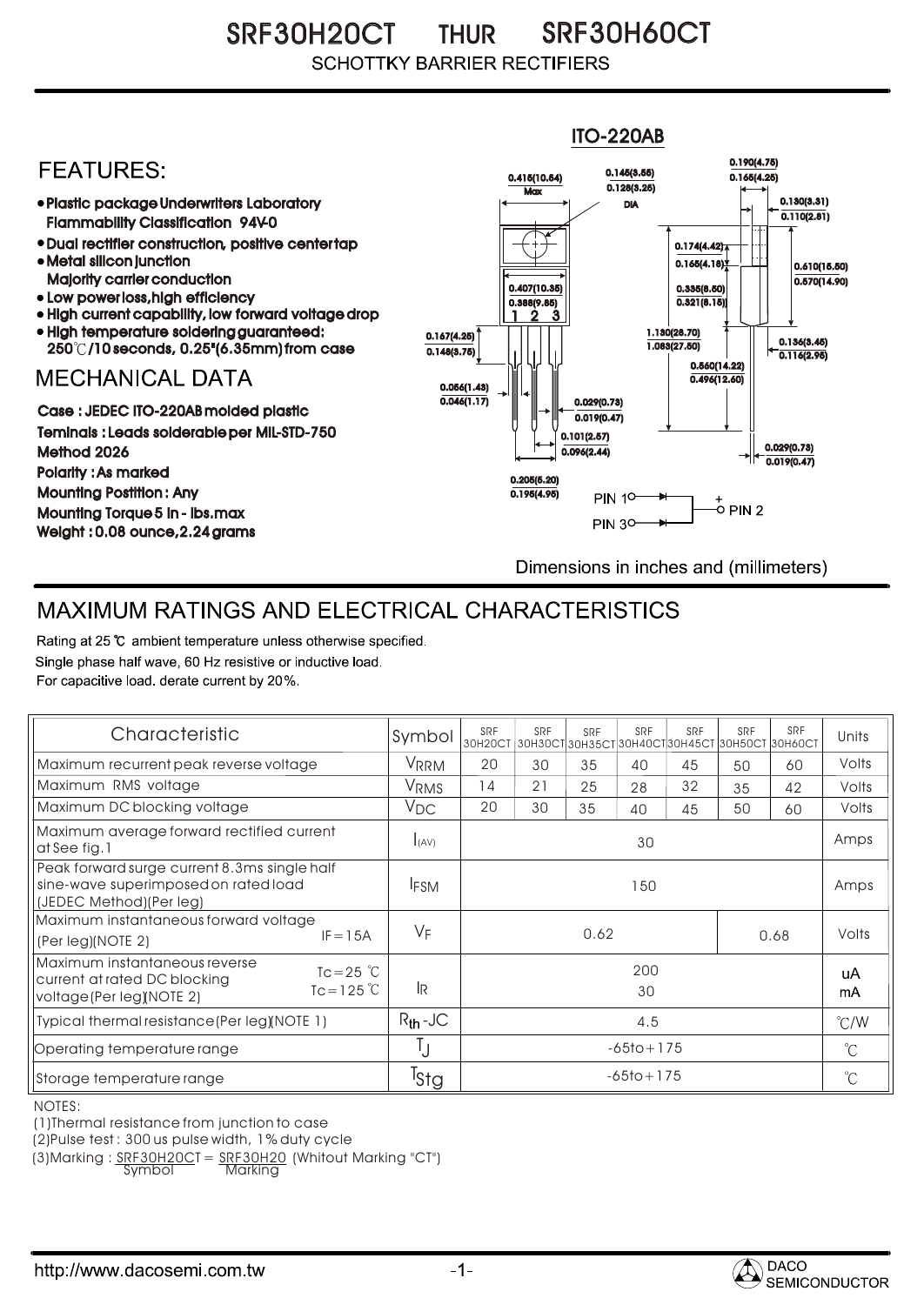# SRF30H20CT THUR SRF30H60CT

SCHOTTKY BARRIER RECTIFIERS

## FEATURES:

- Plastic package Underwriters Laboratory Flammability Classification 94V-0
- Dual rectifier construction, positive center tap
- Metal silicon junction Majority carrier conduction
- Low power loss, high efficiency
- High current capability, low forward voltage drop
- High temperature soldering guaranteed: 250℃/10 seconds, 0.25"(6.35mm) from case

## MECHANICAL DATA

Case : JEDEC ITO-220AB molded plastic

Teminals : Leads solderable per MIL-STD-750 Method 2026

Polarity : As marked

Mounting Postition : Any

Mounting Torque 5 in - lbs.max

Weight : 0.08 ounce, 2.24 grams

ITO-220AB

0.415(10.54) Max; 0.145(3.55) 0.128(3.25) DIA; 0.190(4.75) 0.165(4.25); 0.130(3.31) 0.110(2.81); 0.174(4.42) 0.165(4.18); 0.610(15.50) 0.570(14.90); 0.407(10.35) 0.388(9.85); 0.335(8.50) 0.321(8.15); 0.167(4.25) 0.148(3.75); 1.130(28.70) 1.083(27.50); 0.136(3.45) 0.116(2.95); 0.560(14.22) 0.495(12.60); 0.056(1.43) 0.046(1.17); 0.029(0.73) 0.019(0.47); 0.101(2.57) 0.096(2.44); 0.029(0.73) 0.019(0.47); 0.205(5.20) 0.195(4.95)

PIN 1, PIN 2 (+), PIN 3

Dimensions in inches and (millimeters)

## MAXIMUM RATINGS AND ELECTRICAL CHARACTERISTICS

Rating at 25 ℃ ambient temperature unless otherwise specified.
Single phase half wave, 60 Hz resistive or inductive load.
For capacitive load. derate current by 20%.

| Characteristic | Symbol | SRF 30H20CT | SRF 30H30CT | SRF 30H35CT | SRF 30H40CT | SRF 30H45CT | SRF 30H50CT | SRF 30H60CT | Units |
|---|---|---|---|---|---|---|---|---|---|
| Maximum recurrent peak reverse voltage | $V_{RRM}$ | 20 | 30 | 35 | 40 | 45 | 50 | 60 | Volts |
| Maximum RMS voltage | $V_{RMS}$ | 14 | 21 | 25 | 28 | 32 | 35 | 42 | Volts |
| Maximum DC blocking voltage | $V_{DC}$ | 20 | 30 | 35 | 40 | 45 | 50 | 60 | Volts |
| Maximum average forward rectified current at See fig.1 | $I_{(AV)}$ | 30 | | | | | | | Amps |
| Peak forward surge current 8.3ms single half sine-wave superimposed on rated load (JEDEC Method)(Per leg) | $I_{FSM}$ | 150 | | | | | | | Amps |
| Maximum instantaneous forward voltage (Per leg)(NOTE 2) IF=15A | $V_F$ | 0.62 | | | | | 0.68 | | Volts |
| Maximum instantaneous reverse current at rated DC blocking voltage (Per leg)(NOTE 2) Tc=25 ℃ / Tc=125 ℃ | $I_R$ | 200 / 30 | | | | | | | uA / mA |
| Typical thermal resistance (Per leg)(NOTE 1) | $R_{th}$-JC | 4.5 | | | | | | | ℃/W |
| Operating temperature range | $T_J$ | -65to+175 | | | | | | | ℃ |
| Storage temperature range | $T_{Stg}$ | -65to+175 | | | | | | | ℃ |

NOTES:

(1)Thermal resistance from junction to case

(2)Pulse test : 300 us pulse width, 1% duty cycle

(3)Marking : SRF30H20CT (Symbol) = SRF30H20 (Marking) (Whitout Marking "CT")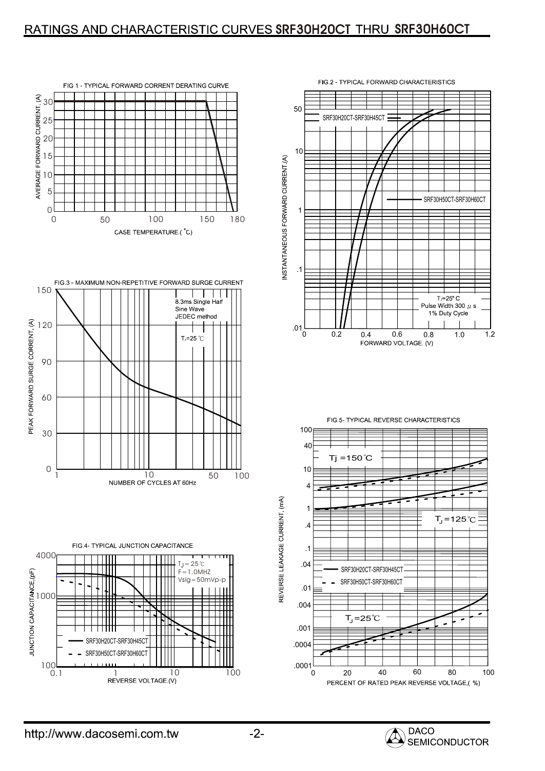# RATINGS AND CHARACTERISTIC CURVES SRF30H20CT THRU SRF30H60CT

FIG 1 - TYPICAL FORWARD CORRENT DERATING CURVE

AVERAGE FORWARD CURRENT, (A)

30
25
20
15
10
5
0

0 50 100 150 180

CASE TEMPERATURE.( °C)

FIG.2 - TYPICAL FORWARD CHARACTERISTICS

INSTANTANEOUS FORWARD CURRENT,(A)

50
10
1
.1
.01

SRF30H20CT-SRF30H45CT

SRF30H50CT-SRF30H60CT

$T_J$=25° C
Pulse Width 300 $\mu$ s
1% Duty Cycle

0 0.2 0.4 0.6 0.8 1.0 1.2

FORWARD VOLTAGE. (V)

FIG.3 - MAXIMUM NON-REPETITIVE FORWARD SURGE CURRENT

PEAK FORWARD SURGE CORRENT, (A)

150
120
90
60
30
0

8.3ms Single Half
Sine Wave
JEDEC method

$T_J$=25 ℃

1 10 50 100

NUMBER OF CYCLES AT 60Hz

FIG.4- TYPICAL JUNCTION CAPACITANCE

JUNCTION CAPACITANCE,(pF)

4000
1000
100

$T_J$= 25 ℃
F=1.0MHZ
Vsig=50mVp-p

SRF30H20CT-SRF30H45CT
SRF30H50CT-SRF30H60CT

0.1 1 10 100

REVERSE VOLTAGE.(V)

FIG.5- TYPICAL REVERSE CHARACTERISTICS

REVERSE LEAKAGE CURRENT, (mA)

100
40
10
4
1
.4
.1
.04
.01
.004
.001
.0004
.0001

Tj =150℃

$T_J$=125℃

SRF30H20CT-SRF30H45CT
SRF30H50CT-SRF30H60CT

$T_J$=25℃

0 20 40 60 80 100

PERCENT OF RATED PEAK REVERSE VOLTAGE,( %)

http://www.dacosemi.com.tw

DACO SEMICONDUCTOR